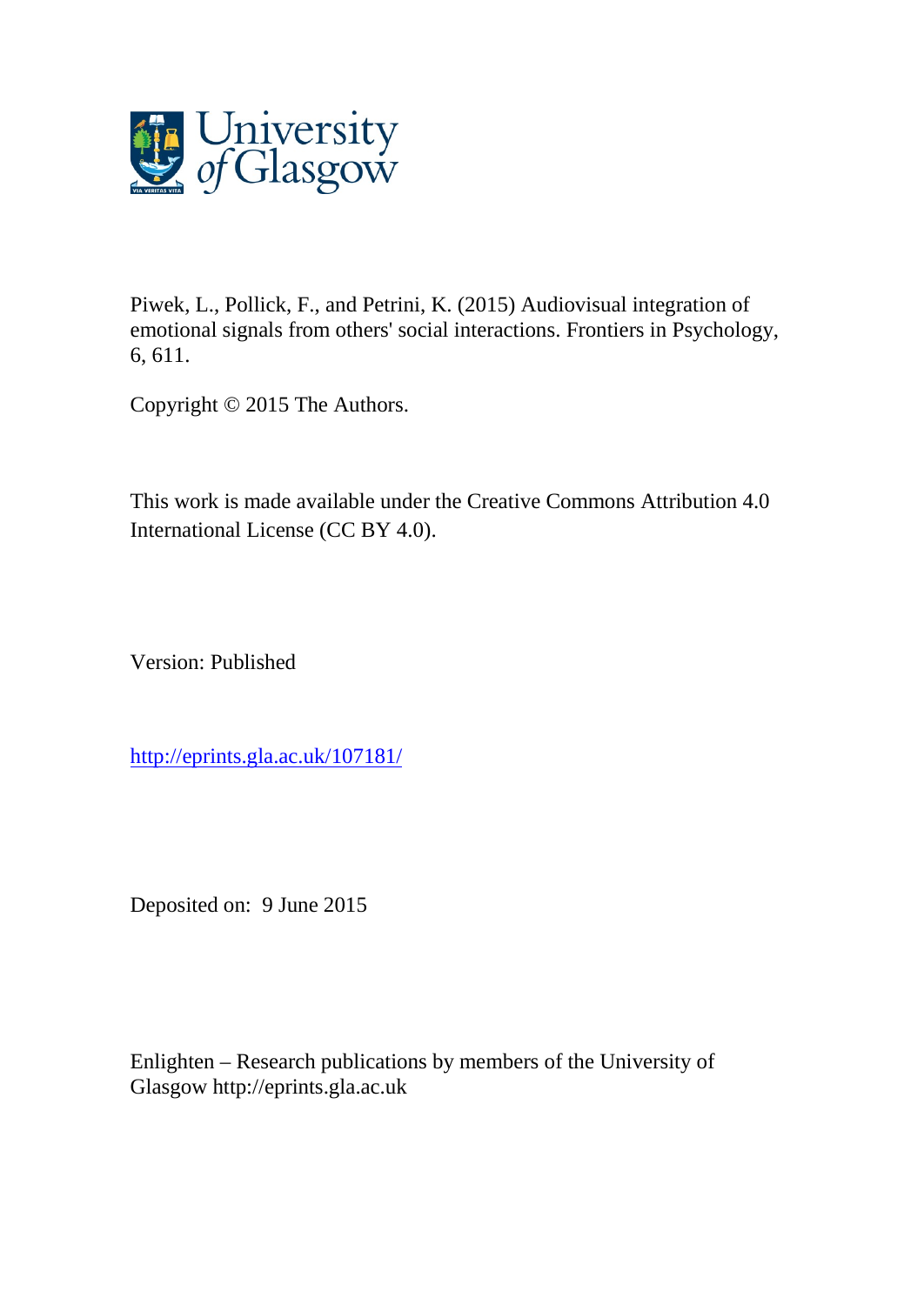Piwek, L., Pollick, F., and Petrini, K. (2015) Audiovisual integration of emotional signals from others' social interactions. Frontiers in Psychology, 6, 611.

Copyright © 2015 The Authors.

This work is made available under the Creative Commons Attribution 4.0 International License (CC BY 4.0).

Version: Published

http://eprints.gla.ac.uk/107181/

Deposited on: 9 June 2015

Enlighten – Research publications by members of the University of Glasgow http://eprints.gla.ac.uk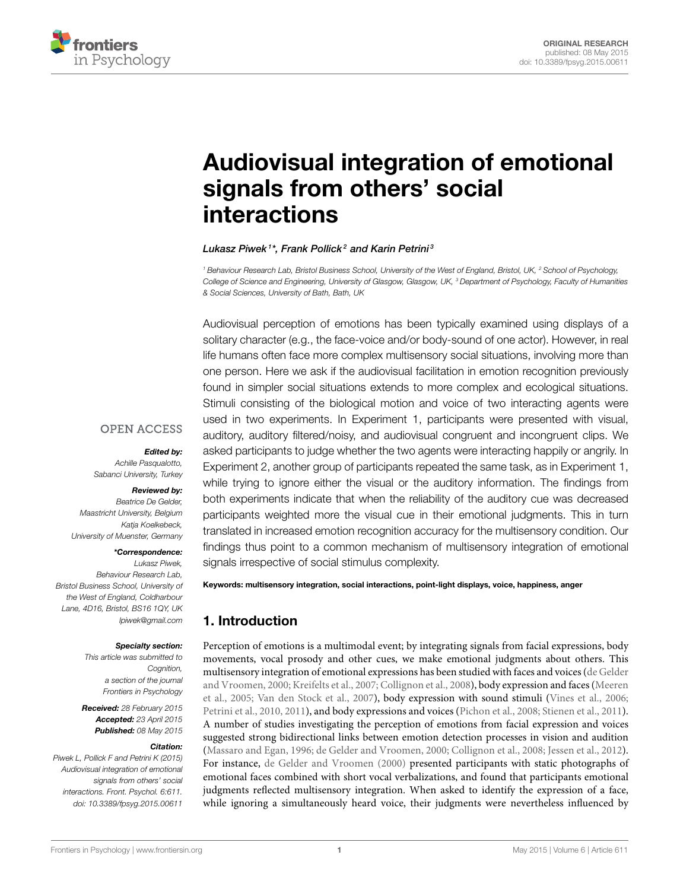# Audiovisual integration of emotional signals from others' social interactions

*Lukasz Piwek[1]\*, Frank Pollick[2] and Karin Petrini[3]*

[1] Behaviour Research Lab, Bristol Business School, University of the West of England, Bristol, UK, [2] School of Psychology, College of Science and Engineering, University of Glasgow, Glasgow, UK, [3] Department of Psychology, Faculty of Humanities & Social Sciences, University of Bath, Bath, UK

**ORIGINAL RESEARCH**
published: 08 May 2015
doi: 10.3389/fpsyg.2015.00611

OPEN ACCESS

***Edited by:***
*Achille Pasqualotto,*
*Sabanci University, Turkey*

***Reviewed by:***
*Beatrice De Gelder,*
*Maastricht University, Belgium*
*Katja Koelkebeck,*
*University of Muenster, Germany*

***\*Correspondence:***
*Lukasz Piwek,*
*Behaviour Research Lab,*
*Bristol Business School, University of the West of England, Coldharbour Lane, 4D16, Bristol, BS16 1QY, UK*
*lpiwek@gmail.com*

***Specialty section:***
*This article was submitted to Cognition, a section of the journal Frontiers in Psychology*

***Received:*** *28 February 2015*
***Accepted:*** *23 April 2015*
***Published:*** *08 May 2015*

***Citation:***
*Piwek L, Pollick F and Petrini K (2015) Audiovisual integration of emotional signals from others' social interactions. Front. Psychol. 6:611. doi: 10.3389/fpsyg.2015.00611*

Audiovisual perception of emotions has been typically examined using displays of a solitary character (e.g., the face-voice and/or body-sound of one actor). However, in real life humans often face more complex multisensory social situations, involving more than one person. Here we ask if the audiovisual facilitation in emotion recognition previously found in simpler social situations extends to more complex and ecological situations. Stimuli consisting of the biological motion and voice of two interacting agents were used in two experiments. In Experiment 1, participants were presented with visual, auditory, auditory filtered/noisy, and audiovisual congruent and incongruent clips. We asked participants to judge whether the two agents were interacting happily or angrily. In Experiment 2, another group of participants repeated the same task, as in Experiment 1, while trying to ignore either the visual or the auditory information. The findings from both experiments indicate that when the reliability of the auditory cue was decreased participants weighted more the visual cue in their emotional judgments. This in turn translated in increased emotion recognition accuracy for the multisensory condition. Our findings thus point to a common mechanism of multisensory integration of emotional signals irrespective of social stimulus complexity.

**Keywords: multisensory integration, social interactions, point-light displays, voice, happiness, anger**

## 1. Introduction

Perception of emotions is a multimodal event; by integrating signals from facial expressions, body movements, vocal prosody and other cues, we make emotional judgments about others. This multisensory integration of emotional expressions has been studied with faces and voices (de Gelder and Vroomen, 2000; Kreifelts et al., 2007; Collignon et al., 2008), body expression and faces (Meeren et al., 2005; Van den Stock et al., 2007), body expression with sound stimuli (Vines et al., 2006; Petrini et al., 2010, 2011), and body expressions and voices (Pichon et al., 2008; Stienen et al., 2011). A number of studies investigating the perception of emotions from facial expression and voices suggested strong bidirectional links between emotion detection processes in vision and audition (Massaro and Egan, 1996; de Gelder and Vroomen, 2000; Collignon et al., 2008; Jessen et al., 2012). For instance, de Gelder and Vroomen (2000) presented participants with static photographs of emotional faces combined with short vocal verbalizations, and found that participants emotional judgments reflected multisensory integration. When asked to identify the expression of a face, while ignoring a simultaneously heard voice, their judgments were nevertheless influenced by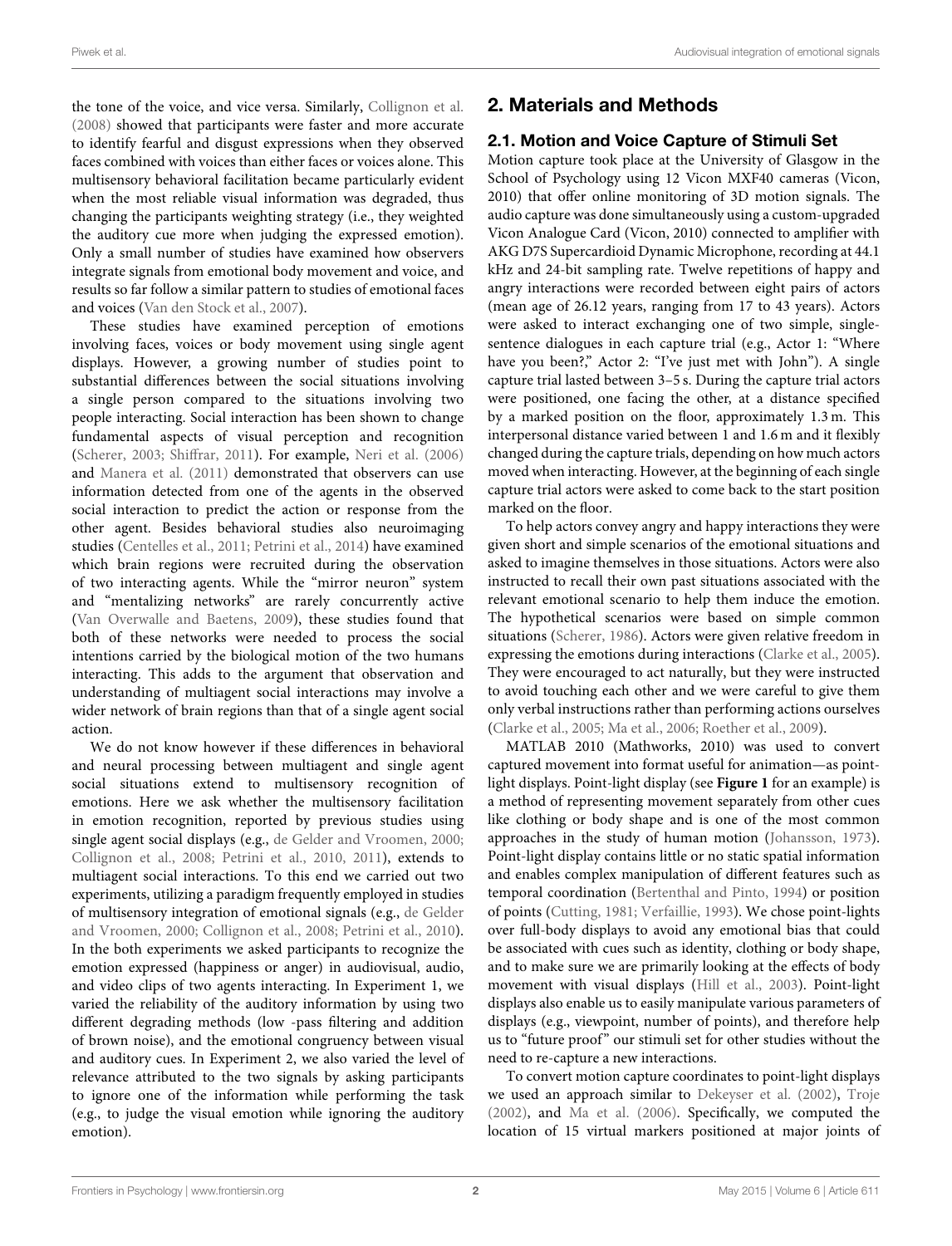the tone of the voice, and vice versa. Similarly, Collignon et al. (2008) showed that participants were faster and more accurate to identify fearful and disgust expressions when they observed faces combined with voices than either faces or voices alone. This multisensory behavioral facilitation became particularly evident when the most reliable visual information was degraded, thus changing the participants weighting strategy (i.e., they weighted the auditory cue more when judging the expressed emotion). Only a small number of studies have examined how observers integrate signals from emotional body movement and voice, and results so far follow a similar pattern to studies of emotional faces and voices (Van den Stock et al., 2007).

These studies have examined perception of emotions involving faces, voices or body movement using single agent displays. However, a growing number of studies point to substantial differences between the social situations involving a single person compared to the situations involving two people interacting. Social interaction has been shown to change fundamental aspects of visual perception and recognition (Scherer, 2003; Shiffrar, 2011). For example, Neri et al. (2006) and Manera et al. (2011) demonstrated that observers can use information detected from one of the agents in the observed social interaction to predict the action or response from the other agent. Besides behavioral studies also neuroimaging studies (Centelles et al., 2011; Petrini et al., 2014) have examined which brain regions were recruited during the observation of two interacting agents. While the "mirror neuron" system and "mentalizing networks" are rarely concurrently active (Van Overwalle and Baetens, 2009), these studies found that both of these networks were needed to process the social intentions carried by the biological motion of the two humans interacting. This adds to the argument that observation and understanding of multiagent social interactions may involve a wider network of brain regions than that of a single agent social action.

We do not know however if these differences in behavioral and neural processing between multiagent and single agent social situations extend to multisensory recognition of emotions. Here we ask whether the multisensory facilitation in emotion recognition, reported by previous studies using single agent social displays (e.g., de Gelder and Vroomen, 2000; Collignon et al., 2008; Petrini et al., 2010, 2011), extends to multiagent social interactions. To this end we carried out two experiments, utilizing a paradigm frequently employed in studies of multisensory integration of emotional signals (e.g., de Gelder and Vroomen, 2000; Collignon et al., 2008; Petrini et al., 2010). In the both experiments we asked participants to recognize the emotion expressed (happiness or anger) in audiovisual, audio, and video clips of two agents interacting. In Experiment 1, we varied the reliability of the auditory information by using two different degrading methods (low -pass filtering and addition of brown noise), and the emotional congruency between visual and auditory cues. In Experiment 2, we also varied the level of relevance attributed to the two signals by asking participants to ignore one of the information while performing the task (e.g., to judge the visual emotion while ignoring the auditory emotion).

## 2. Materials and Methods

### 2.1. Motion and Voice Capture of Stimuli Set

Motion capture took place at the University of Glasgow in the School of Psychology using 12 Vicon MXF40 cameras (Vicon, 2010) that offer online monitoring of 3D motion signals. The audio capture was done simultaneously using a custom-upgraded Vicon Analogue Card (Vicon, 2010) connected to amplifier with AKG D7S Supercardioid Dynamic Microphone, recording at 44.1 kHz and 24-bit sampling rate. Twelve repetitions of happy and angry interactions were recorded between eight pairs of actors (mean age of 26.12 years, ranging from 17 to 43 years). Actors were asked to interact exchanging one of two simple, single-sentence dialogues in each capture trial (e.g., Actor 1: "Where have you been?," Actor 2: "I've just met with John"). A single capture trial lasted between 3–5 s. During the capture trial actors were positioned, one facing the other, at a distance specified by a marked position on the floor, approximately 1.3 m. This interpersonal distance varied between 1 and 1.6 m and it flexibly changed during the capture trials, depending on how much actors moved when interacting. However, at the beginning of each single capture trial actors were asked to come back to the start position marked on the floor.

To help actors convey angry and happy interactions they were given short and simple scenarios of the emotional situations and asked to imagine themselves in those situations. Actors were also instructed to recall their own past situations associated with the relevant emotional scenario to help them induce the emotion. The hypothetical scenarios were based on simple common situations (Scherer, 1986). Actors were given relative freedom in expressing the emotions during interactions (Clarke et al., 2005). They were encouraged to act naturally, but they were instructed to avoid touching each other and we were careful to give them only verbal instructions rather than performing actions ourselves (Clarke et al., 2005; Ma et al., 2006; Roether et al., 2009).

MATLAB 2010 (Mathworks, 2010) was used to convert captured movement into format useful for animation—as point-light displays. Point-light display (see **Figure 1** for an example) is a method of representing movement separately from other cues like clothing or body shape and is one of the most common approaches in the study of human motion (Johansson, 1973). Point-light display contains little or no static spatial information and enables complex manipulation of different features such as temporal coordination (Bertenthal and Pinto, 1994) or position of points (Cutting, 1981; Verfaillie, 1993). We chose point-lights over full-body displays to avoid any emotional bias that could be associated with cues such as identity, clothing or body shape, and to make sure we are primarily looking at the effects of body movement with visual displays (Hill et al., 2003). Point-light displays also enable us to easily manipulate various parameters of displays (e.g., viewpoint, number of points), and therefore help us to "future proof" our stimuli set for other studies without the need to re-capture a new interactions.

To convert motion capture coordinates to point-light displays we used an approach similar to Dekeyser et al. (2002), Troje (2002), and Ma et al. (2006). Specifically, we computed the location of 15 virtual markers positioned at major joints of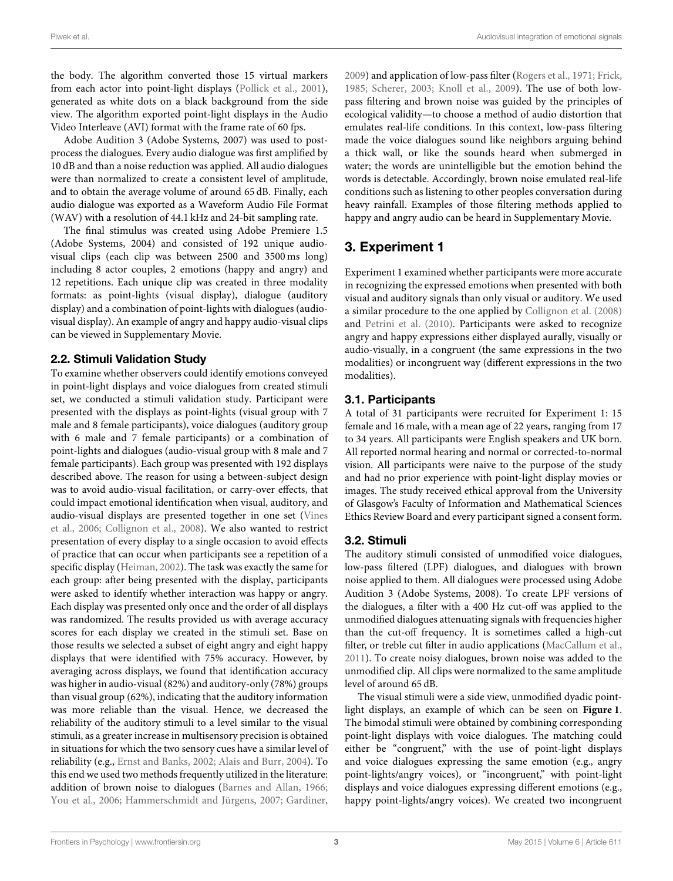the body. The algorithm converted those 15 virtual markers from each actor into point-light displays (Pollick et al., 2001), generated as white dots on a black background from the side view. The algorithm exported point-light displays in the Audio Video Interleave (AVI) format with the frame rate of 60 fps.

Adobe Audition 3 (Adobe Systems, 2007) was used to post-process the dialogues. Every audio dialogue was first amplified by 10 dB and than a noise reduction was applied. All audio dialogues were than normalized to create a consistent level of amplitude, and to obtain the average volume of around 65 dB. Finally, each audio dialogue was exported as a Waveform Audio File Format (WAV) with a resolution of 44.1 kHz and 24-bit sampling rate.

The final stimulus was created using Adobe Premiere 1.5 (Adobe Systems, 2004) and consisted of 192 unique audio-visual clips (each clip was between 2500 and 3500 ms long) including 8 actor couples, 2 emotions (happy and angry) and 12 repetitions. Each unique clip was created in three modality formats: as point-lights (visual display), dialogue (auditory display) and a combination of point-lights with dialogues (audio-visual display). An example of angry and happy audio-visual clips can be viewed in Supplementary Movie.

### 2.2. Stimuli Validation Study

To examine whether observers could identify emotions conveyed in point-light displays and voice dialogues from created stimuli set, we conducted a stimuli validation study. Participant were presented with the displays as point-lights (visual group with 7 male and 8 female participants), voice dialogues (auditory group with 6 male and 7 female participants) or a combination of point-lights and dialogues (audio-visual group with 8 male and 7 female participants). Each group was presented with 192 displays described above. The reason for using a between-subject design was to avoid audio-visual facilitation, or carry-over effects, that could impact emotional identification when visual, auditory, and audio-visual displays are presented together in one set (Vines et al., 2006; Collignon et al., 2008). We also wanted to restrict presentation of every display to a single occasion to avoid effects of practice that can occur when participants see a repetition of a specific display (Heiman, 2002). The task was exactly the same for each group: after being presented with the display, participants were asked to identify whether interaction was happy or angry. Each display was presented only once and the order of all displays was randomized. The results provided us with average accuracy scores for each display we created in the stimuli set. Base on those results we selected a subset of eight angry and eight happy displays that were identified with 75% accuracy. However, by averaging across displays, we found that identification accuracy was higher in audio-visual (82%) and auditory-only (78%) groups than visual group (62%), indicating that the auditory information was more reliable than the visual. Hence, we decreased the reliability of the auditory stimuli to a level similar to the visual stimuli, as a greater increase in multisensory precision is obtained in situations for which the two sensory cues have a similar level of reliability (e.g., Ernst and Banks, 2002; Alais and Burr, 2004). To this end we used two methods frequently utilized in the literature: addition of brown noise to dialogues (Barnes and Allan, 1966; You et al., 2006; Hammerschmidt and Jürgens, 2007; Gardiner, 2009) and application of low-pass filter (Rogers et al., 1971; Frick, 1985; Scherer, 2003; Knoll et al., 2009). The use of both low-pass filtering and brown noise was guided by the principles of ecological validity—to choose a method of audio distortion that emulates real-life conditions. In this context, low-pass filtering made the voice dialogues sound like neighbors arguing behind a thick wall, or like the sounds heard when submerged in water; the words are unintelligible but the emotion behind the words is detectable. Accordingly, brown noise emulated real-life conditions such as listening to other peoples conversation during heavy rainfall. Examples of those filtering methods applied to happy and angry audio can be heard in Supplementary Movie.

## 3. Experiment 1

Experiment 1 examined whether participants were more accurate in recognizing the expressed emotions when presented with both visual and auditory signals than only visual or auditory. We used a similar procedure to the one applied by Collignon et al. (2008) and Petrini et al. (2010). Participants were asked to recognize angry and happy expressions either displayed aurally, visually or audio-visually, in a congruent (the same expressions in the two modalities) or incongruent way (different expressions in the two modalities).

### 3.1. Participants

A total of 31 participants were recruited for Experiment 1: 15 female and 16 male, with a mean age of 22 years, ranging from 17 to 34 years. All participants were English speakers and UK born. All reported normal hearing and normal or corrected-to-normal vision. All participants were naive to the purpose of the study and had no prior experience with point-light display movies or images. The study received ethical approval from the University of Glasgow's Faculty of Information and Mathematical Sciences Ethics Review Board and every participant signed a consent form.

### 3.2. Stimuli

The auditory stimuli consisted of unmodified voice dialogues, low-pass filtered (LPF) dialogues, and dialogues with brown noise applied to them. All dialogues were processed using Adobe Audition 3 (Adobe Systems, 2008). To create LPF versions of the dialogues, a filter with a 400 Hz cut-off was applied to the unmodified dialogues attenuating signals with frequencies higher than the cut-off frequency. It is sometimes called a high-cut filter, or treble cut filter in audio applications (MacCallum et al., 2011). To create noisy dialogues, brown noise was added to the unmodified clip. All clips were normalized to the same amplitude level of around 65 dB.

The visual stimuli were a side view, unmodified dyadic point-light displays, an example of which can be seen on **Figure 1**. The bimodal stimuli were obtained by combining corresponding point-light displays with voice dialogues. The matching could either be "congruent," with the use of point-light displays and voice dialogues expressing the same emotion (e.g., angry point-lights/angry voices), or "incongruent," with point-light displays and voice dialogues expressing different emotions (e.g., happy point-lights/angry voices). We created two incongruent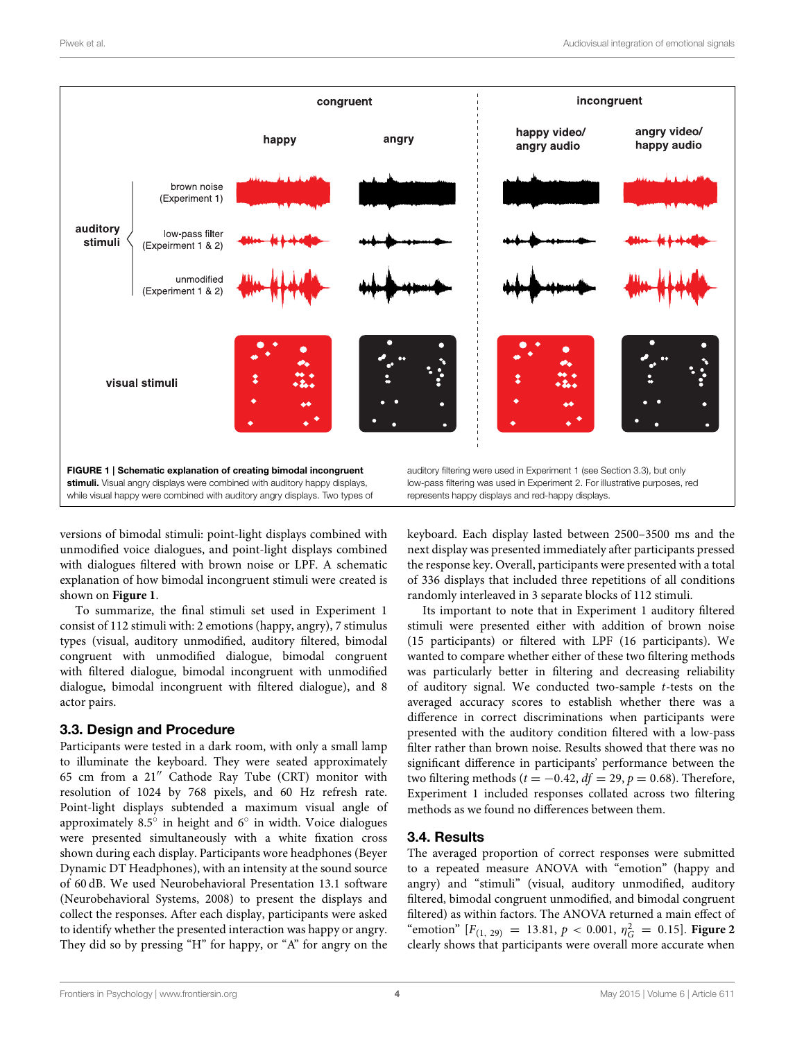**FIGURE 1 | Schematic explanation of creating bimodal incongruent stimuli.** Visual angry displays were combined with auditory happy displays, while visual happy were combined with auditory angry displays. Two types of auditory filtering were used in Experiment 1 (see Section 3.3), but only low-pass filtering was used in Experiment 2. For illustrative purposes, red represents happy displays and red-happy displays.

versions of bimodal stimuli: point-light displays combined with unmodified voice dialogues, and point-light displays combined with dialogues filtered with brown noise or LPF. A schematic explanation of how bimodal incongruent stimuli were created is shown on **Figure 1**.

To summarize, the final stimuli set used in Experiment 1 consist of 112 stimuli with: 2 emotions (happy, angry), 7 stimulus types (visual, auditory unmodified, auditory filtered, bimodal congruent with unmodified dialogue, bimodal congruent with filtered dialogue, bimodal incongruent with unmodified dialogue, bimodal incongruent with filtered dialogue), and 8 actor pairs.

### 3.3. Design and Procedure

Participants were tested in a dark room, with only a small lamp to illuminate the keyboard. They were seated approximately 65 cm from a 21″ Cathode Ray Tube (CRT) monitor with resolution of 1024 by 768 pixels, and 60 Hz refresh rate. Point-light displays subtended a maximum visual angle of approximately 8.5° in height and 6° in width. Voice dialogues were presented simultaneously with a white fixation cross shown during each display. Participants wore headphones (Beyer Dynamic DT Headphones), with an intensity at the sound source of 60 dB. We used Neurobehavioral Presentation 13.1 software (Neurobehavioral Systems, 2008) to present the displays and collect the responses. After each display, participants were asked to identify whether the presented interaction was happy or angry. They did so by pressing "H" for happy, or "A" for angry on the keyboard. Each display lasted between 2500–3500 ms and the next display was presented immediately after participants pressed the response key. Overall, participants were presented with a total of 336 displays that included three repetitions of all conditions randomly interleaved in 3 separate blocks of 112 stimuli.

Its important to note that in Experiment 1 auditory filtered stimuli were presented either with addition of brown noise (15 participants) or filtered with LPF (16 participants). We wanted to compare whether either of these two filtering methods was particularly better in filtering and decreasing reliability of auditory signal. We conducted two-sample *t*-tests on the averaged accuracy scores to establish whether there was a difference in correct discriminations when participants were presented with the auditory condition filtered with a low-pass filter rather than brown noise. Results showed that there was no significant difference in participants' performance between the two filtering methods ($t = -0.42$, $df = 29$, $p = 0.68$). Therefore, Experiment 1 included responses collated across two filtering methods as we found no differences between them.

### 3.4. Results

The averaged proportion of correct responses were submitted to a repeated measure ANOVA with "emotion" (happy and angry) and "stimuli" (visual, auditory unmodified, auditory filtered, bimodal congruent unmodified, and bimodal congruent filtered) as within factors. The ANOVA returned a main effect of "emotion" [$F_{(1, 29)} = 13.81$, $p < 0.001$, $\eta^2_G = 0.15$]. **Figure 2** clearly shows that participants were overall more accurate when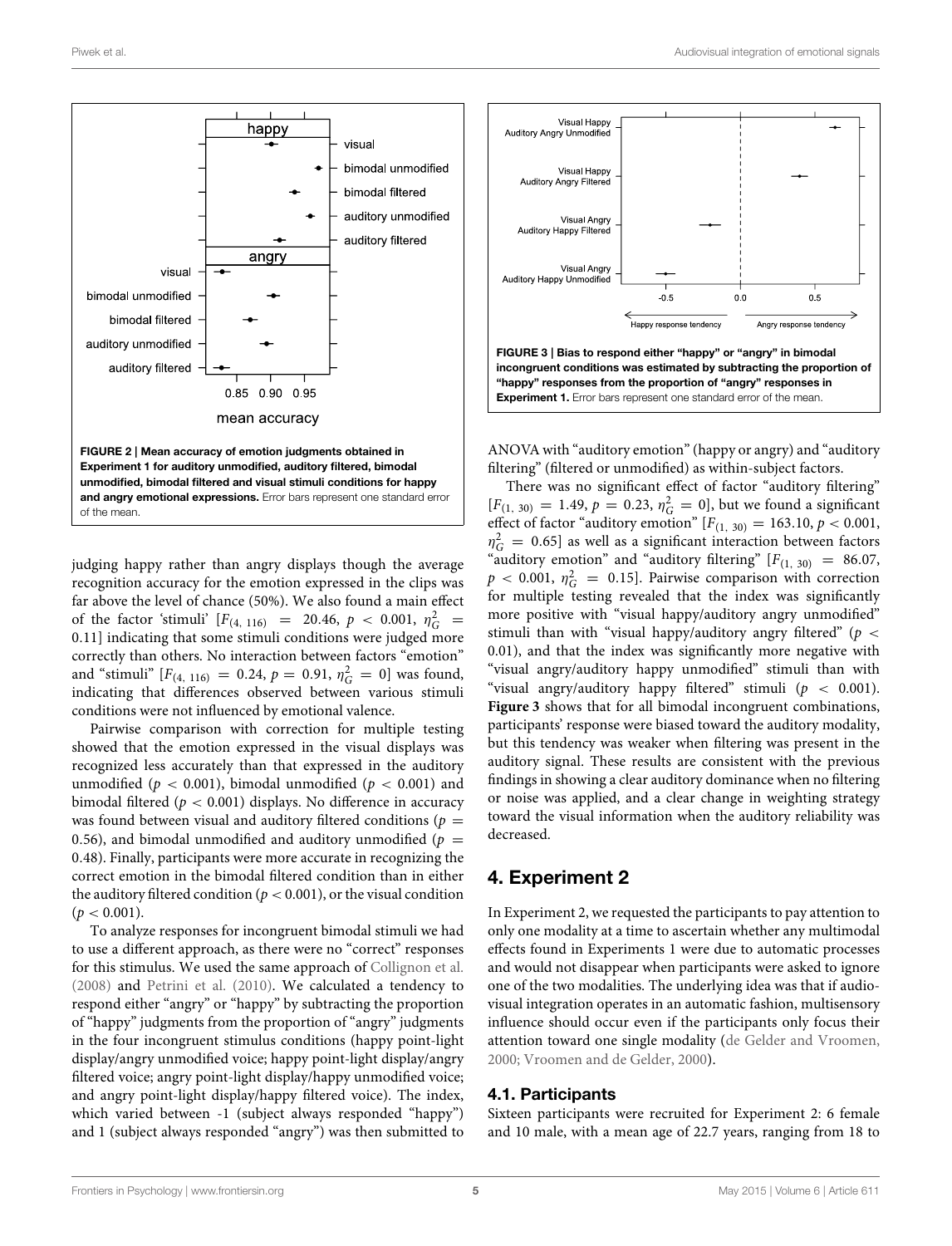FIGURE 2 | Mean accuracy of emotion judgments obtained in Experiment 1 for auditory unmodified, auditory filtered, bimodal unmodified, bimodal filtered and visual stimuli conditions for happy and angry emotional expressions. Error bars represent one standard error of the mean.

judging happy rather than angry displays though the average recognition accuracy for the emotion expressed in the clips was far above the level of chance (50%). We also found a main effect of the factor 'stimuli' [$F_{(4, 116)} = 20.46$, $p < 0.001$, $\eta^2_G = 0.11$] indicating that some stimuli conditions were judged more correctly than others. No interaction between factors "emotion" and "stimuli" [$F_{(4, 116)} = 0.24$, $p = 0.91$, $\eta^2_G = 0$] was found, indicating that differences observed between various stimuli conditions were not influenced by emotional valence.

Pairwise comparison with correction for multiple testing showed that the emotion expressed in the visual displays was recognized less accurately than that expressed in the auditory unmodified ($p < 0.001$), bimodal unmodified ($p < 0.001$) and bimodal filtered ($p < 0.001$) displays. No difference in accuracy was found between visual and auditory filtered conditions ($p = 0.56$), and bimodal unmodified and auditory unmodified ($p = 0.48$). Finally, participants were more accurate in recognizing the correct emotion in the bimodal filtered condition than in either the auditory filtered condition ($p < 0.001$), or the visual condition ($p < 0.001$).

To analyze responses for incongruent bimodal stimuli we had to use a different approach, as there were no "correct" responses for this stimulus. We used the same approach of Collignon et al. (2008) and Petrini et al. (2010). We calculated a tendency to respond either "angry" or "happy" by subtracting the proportion of "happy" judgments from the proportion of "angry" judgments in the four incongruent stimulus conditions (happy point-light display/angry unmodified voice; happy point-light display/angry filtered voice; angry point-light display/happy unmodified voice; and angry point-light display/happy filtered voice). The index, which varied between -1 (subject always responded "happy") and 1 (subject always responded "angry") was then submitted to ANOVA with "auditory emotion" (happy or angry) and "auditory filtering" (filtered or unmodified) as within-subject factors.

FIGURE 3 | Bias to respond either "happy" or "angry" in bimodal incongruent conditions was estimated by subtracting the proportion of "happy" responses from the proportion of "angry" responses in Experiment 1. Error bars represent one standard error of the mean.

There was no significant effect of factor "auditory filtering" [$F_{(1, 30)} = 1.49$, $p = 0.23$, $\eta^2_G = 0$], but we found a significant effect of factor "auditory emotion" [$F_{(1, 30)} = 163.10$, $p < 0.001$, $\eta^2_G = 0.65$] as well as a significant interaction between factors "auditory emotion" and "auditory filtering" [$F_{(1, 30)} = 86.07$, $p < 0.001$, $\eta^2_G = 0.15$]. Pairwise comparison with correction for multiple testing revealed that the index was significantly more positive with "visual happy/auditory angry unmodified" stimuli than with "visual happy/auditory angry filtered" ($p < 0.01$), and that the index was significantly more negative with "visual angry/auditory happy unmodified" stimuli than with "visual angry/auditory happy filtered" stimuli ($p < 0.001$). **Figure 3** shows that for all bimodal incongruent combinations, participants' response were biased toward the auditory modality, but this tendency was weaker when filtering was present in the auditory signal. These results are consistent with the previous findings in showing a clear auditory dominance when no filtering or noise was applied, and a clear change in weighting strategy toward the visual information when the auditory reliability was decreased.

## 4. Experiment 2

In Experiment 2, we requested the participants to pay attention to only one modality at a time to ascertain whether any multimodal effects found in Experiments 1 were due to automatic processes and would not disappear when participants were asked to ignore one of the two modalities. The underlying idea was that if audio-visual integration operates in an automatic fashion, multisensory influence should occur even if the participants only focus their attention toward one single modality (de Gelder and Vroomen, 2000; Vroomen and de Gelder, 2000).

### 4.1. Participants

Sixteen participants were recruited for Experiment 2: 6 female and 10 male, with a mean age of 22.7 years, ranging from 18 to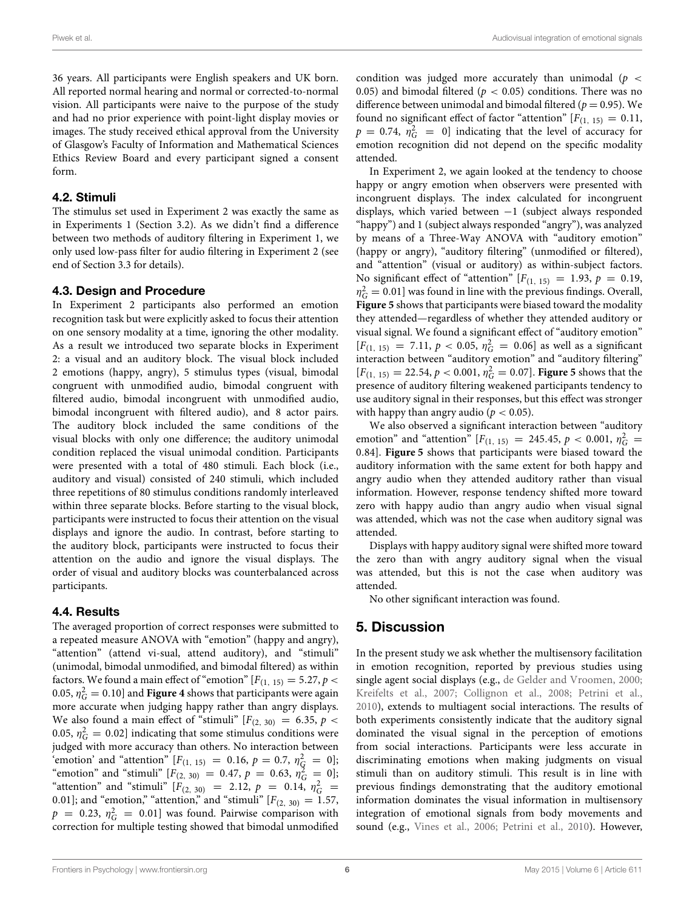36 years. All participants were English speakers and UK born. All reported normal hearing and normal or corrected-to-normal vision. All participants were naive to the purpose of the study and had no prior experience with point-light display movies or images. The study received ethical approval from the University of Glasgow's Faculty of Information and Mathematical Sciences Ethics Review Board and every participant signed a consent form.

### 4.2. Stimuli

The stimulus set used in Experiment 2 was exactly the same as in Experiments 1 (Section 3.2). As we didn't find a difference between two methods of auditory filtering in Experiment 1, we only used low-pass filter for audio filtering in Experiment 2 (see end of Section 3.3 for details).

### 4.3. Design and Procedure

In Experiment 2 participants also performed an emotion recognition task but were explicitly asked to focus their attention on one sensory modality at a time, ignoring the other modality. As a result we introduced two separate blocks in Experiment 2: a visual and an auditory block. The visual block included 2 emotions (happy, angry), 5 stimulus types (visual, bimodal congruent with unmodified audio, bimodal congruent with filtered audio, bimodal incongruent with unmodified audio, bimodal incongruent with filtered audio), and 8 actor pairs. The auditory block included the same conditions of the visual blocks with only one difference; the auditory unimodal condition replaced the visual unimodal condition. Participants were presented with a total of 480 stimuli. Each block (i.e., auditory and visual) consisted of 240 stimuli, which included three repetitions of 80 stimulus conditions randomly interleaved within three separate blocks. Before starting to the visual block, participants were instructed to focus their attention on the visual displays and ignore the audio. In contrast, before starting to the auditory block, participants were instructed to focus their attention on the audio and ignore the visual displays. The order of visual and auditory blocks was counterbalanced across participants.

### 4.4. Results

The averaged proportion of correct responses were submitted to a repeated measure ANOVA with "emotion" (happy and angry), "attention" (attend vi-sual, attend auditory), and "stimuli" (unimodal, bimodal unmodified, and bimodal filtered) as within factors. We found a main effect of "emotion" [$F_{(1, 15)} = 5.27, p < 0.05, \eta_G^2 = 0.10$] and **Figure 4** shows that participants were again more accurate when judging happy rather than angry displays. We also found a main effect of "stimuli" [$F_{(2, 30)} = 6.35, p < 0.05, \eta_G^2 = 0.02$] indicating that some stimulus conditions were judged with more accuracy than others. No interaction between 'emotion' and "attention" [$F_{(1, 15)} = 0.16, p = 0.7, \eta_G^2 = 0$]; "emotion" and "stimuli" [$F_{(2, 30)} = 0.47, p = 0.63, \eta_G^2 = 0$]; "attention" and "stimuli" [$F_{(2, 30)} = 2.12, p = 0.14, \eta_G^2 = 0.01$]; and "emotion," "attention," and "stimuli" [$F_{(2, 30)} = 1.57, p = 0.23, \eta_G^2 = 0.01$] was found. Pairwise comparison with correction for multiple testing showed that bimodal unmodified condition was judged more accurately than unimodal ($p < 0.05$) and bimodal filtered ($p < 0.05$) conditions. There was no difference between unimodal and bimodal filtered ($p = 0.95$). We found no significant effect of factor "attention" [$F_{(1, 15)} = 0.11, p = 0.74, \eta_G^2 = 0$] indicating that the level of accuracy for emotion recognition did not depend on the specific modality attended.

In Experiment 2, we again looked at the tendency to choose happy or angry emotion when observers were presented with incongruent displays. The index calculated for incongruent displays, which varied between −1 (subject always responded "happy") and 1 (subject always responded "angry"), was analyzed by means of a Three-Way ANOVA with "auditory emotion" (happy or angry), "auditory filtering" (unmodified or filtered), and "attention" (visual or auditory) as within-subject factors. No significant effect of "attention" [$F_{(1, 15)} = 1.93, p = 0.19, \eta_G^2 = 0.01$] was found in line with the previous findings. Overall, **Figure 5** shows that participants were biased toward the modality they attended—regardless of whether they attended auditory or visual signal. We found a significant effect of "auditory emotion" [$F_{(1, 15)} = 7.11, p < 0.05, \eta_G^2 = 0.06$] as well as a significant interaction between "auditory emotion" and "auditory filtering" [$F_{(1, 15)} = 22.54, p < 0.001, \eta_G^2 = 0.07$]. **Figure 5** shows that the presence of auditory filtering weakened participants tendency to use auditory signal in their responses, but this effect was stronger with happy than angry audio ($p < 0.05$).

We also observed a significant interaction between "auditory emotion" and "attention" [$F_{(1, 15)} = 245.45, p < 0.001, \eta_G^2 = 0.84$]. **Figure 5** shows that participants were biased toward the auditory information with the same extent for both happy and angry audio when they attended auditory rather than visual information. However, response tendency shifted more toward zero with happy audio than angry audio when visual signal was attended, which was not the case when auditory signal was attended.

Displays with happy auditory signal were shifted more toward the zero than with angry auditory signal when the visual was attended, but this is not the case when auditory was attended.

No other significant interaction was found.

## 5. Discussion

In the present study we ask whether the multisensory facilitation in emotion recognition, reported by previous studies using single agent social displays (e.g., de Gelder and Vroomen, 2000; Kreifelts et al., 2007; Collignon et al., 2008; Petrini et al., 2010), extends to multiagent social interactions. The results of both experiments consistently indicate that the auditory signal dominated the visual signal in the perception of emotions from social interactions. Participants were less accurate in discriminating emotions when making judgments on visual stimuli than on auditory stimuli. This result is in line with previous findings demonstrating that the auditory emotional information dominates the visual information in multisensory integration of emotional signals from body movements and sound (e.g., Vines et al., 2006; Petrini et al., 2010). However,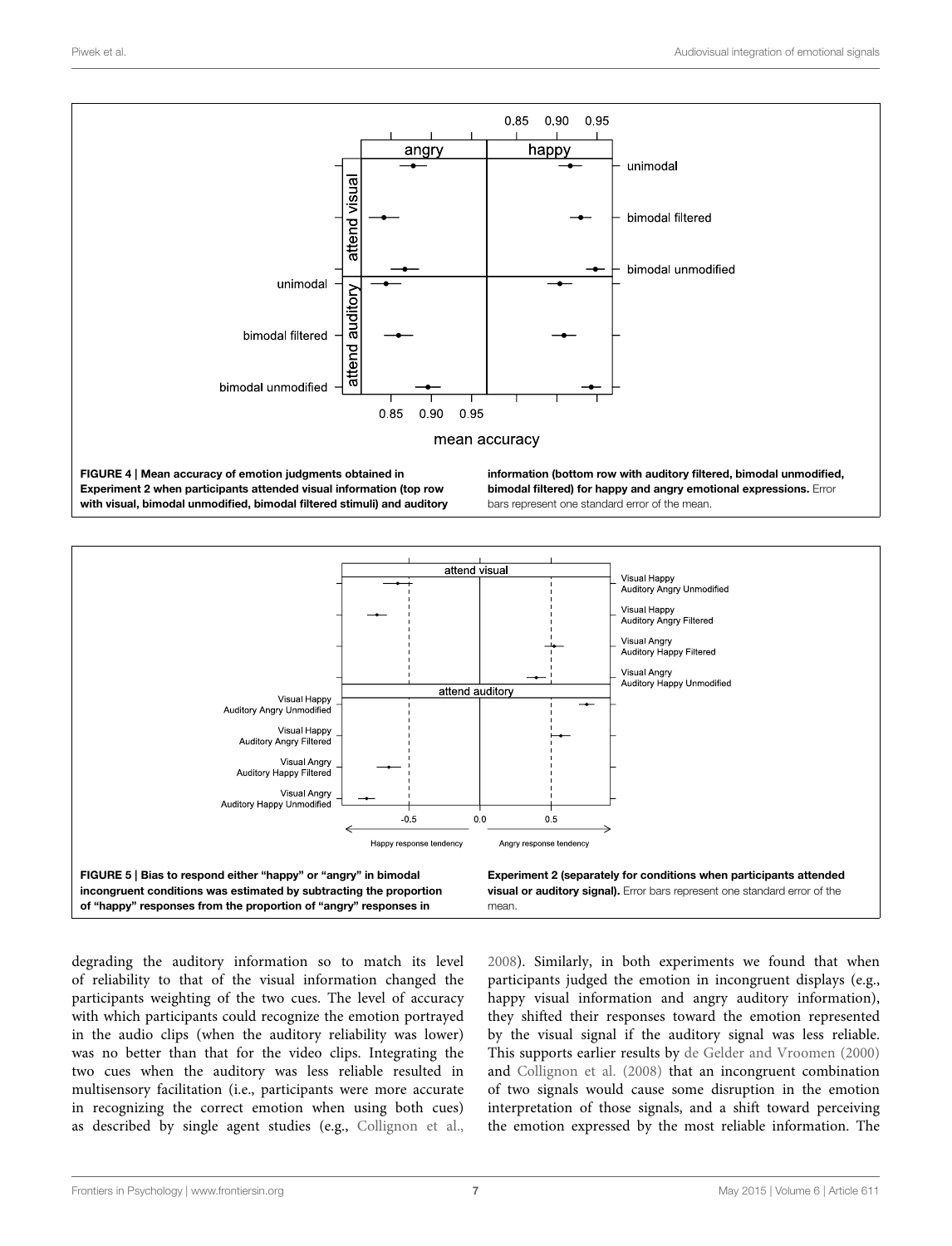**FIGURE 4 | Mean accuracy of emotion judgments obtained in Experiment 2 when participants attended visual information (top row with visual, bimodal unmodified, bimodal filtered stimuli) and auditory information (bottom row with auditory filtered, bimodal unmodified, bimodal filtered) for happy and angry emotional expressions.** Error bars represent one standard error of the mean.

**FIGURE 5 | Bias to respond either "happy" or "angry" in bimodal incongruent conditions was estimated by subtracting the proportion of "happy" responses from the proportion of "angry" responses in Experiment 2 (separately for conditions when participants attended visual or auditory signal).** Error bars represent one standard error of the mean.

degrading the auditory information so to match its level of reliability to that of the visual information changed the participants weighting of the two cues. The level of accuracy with which participants could recognize the emotion portrayed in the audio clips (when the auditory reliability was lower) was no better than that for the video clips. Integrating the two cues when the auditory was less reliable resulted in multisensory facilitation (i.e., participants were more accurate in recognizing the correct emotion when using both cues) as described by single agent studies (e.g., Collignon et al., 2008). Similarly, in both experiments we found that when participants judged the emotion in incongruent displays (e.g., happy visual information and angry auditory information), they shifted their responses toward the emotion represented by the visual signal if the auditory signal was less reliable. This supports earlier results by de Gelder and Vroomen (2000) and Collignon et al. (2008) that an incongruent combination of two signals would cause some disruption in the emotion interpretation of those signals, and a shift toward perceiving the emotion expressed by the most reliable information. The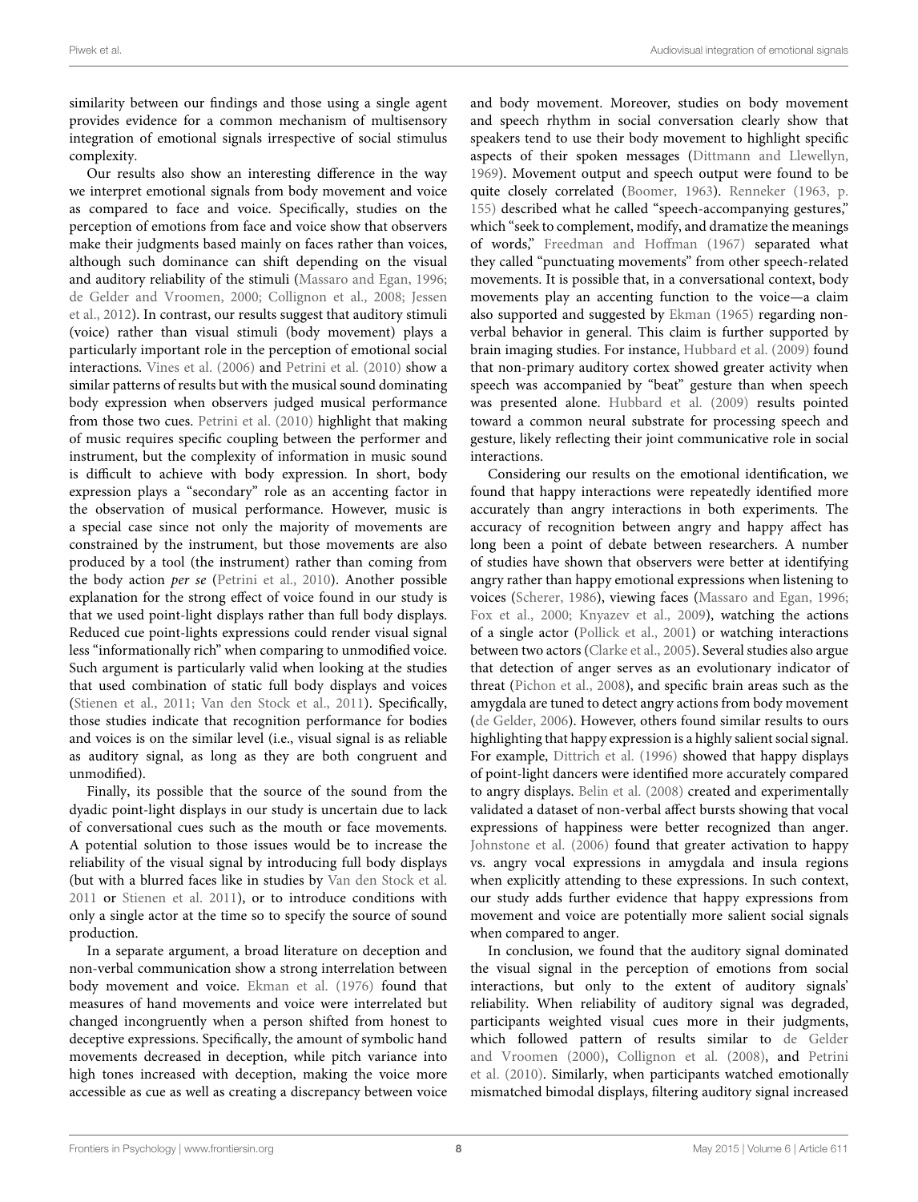similarity between our findings and those using a single agent provides evidence for a common mechanism of multisensory integration of emotional signals irrespective of social stimulus complexity.

Our results also show an interesting difference in the way we interpret emotional signals from body movement and voice as compared to face and voice. Specifically, studies on the perception of emotions from face and voice show that observers make their judgments based mainly on faces rather than voices, although such dominance can shift depending on the visual and auditory reliability of the stimuli (Massaro and Egan, 1996; de Gelder and Vroomen, 2000; Collignon et al., 2008; Jessen et al., 2012). In contrast, our results suggest that auditory stimuli (voice) rather than visual stimuli (body movement) plays a particularly important role in the perception of emotional social interactions. Vines et al. (2006) and Petrini et al. (2010) show a similar patterns of results but with the musical sound dominating body expression when observers judged musical performance from those two cues. Petrini et al. (2010) highlight that making of music requires specific coupling between the performer and instrument, but the complexity of information in music sound is difficult to achieve with body expression. In short, body expression plays a "secondary" role as an accenting factor in the observation of musical performance. However, music is a special case since not only the majority of movements are constrained by the instrument, but those movements are also produced by a tool (the instrument) rather than coming from the body action *per se* (Petrini et al., 2010). Another possible explanation for the strong effect of voice found in our study is that we used point-light displays rather than full body displays. Reduced cue point-lights expressions could render visual signal less "informationally rich" when comparing to unmodified voice. Such argument is particularly valid when looking at the studies that used combination of static full body displays and voices (Stienen et al., 2011; Van den Stock et al., 2011). Specifically, those studies indicate that recognition performance for bodies and voices is on the similar level (i.e., visual signal is as reliable as auditory signal, as long as they are both congruent and unmodified).

Finally, its possible that the source of the sound from the dyadic point-light displays in our study is uncertain due to lack of conversational cues such as the mouth or face movements. A potential solution to those issues would be to increase the reliability of the visual signal by introducing full body displays (but with a blurred faces like in studies by Van den Stock et al. 2011 or Stienen et al. 2011), or to introduce conditions with only a single actor at the time so to specify the source of sound production.

In a separate argument, a broad literature on deception and non-verbal communication show a strong interrelation between body movement and voice. Ekman et al. (1976) found that measures of hand movements and voice were interrelated but changed incongruently when a person shifted from honest to deceptive expressions. Specifically, the amount of symbolic hand movements decreased in deception, while pitch variance into high tones increased with deception, making the voice more accessible as cue as well as creating a discrepancy between voice and body movement. Moreover, studies on body movement and speech rhythm in social conversation clearly show that speakers tend to use their body movement to highlight specific aspects of their spoken messages (Dittmann and Llewellyn, 1969). Movement output and speech output were found to be quite closely correlated (Boomer, 1963). Renneker (1963, p. 155) described what he called "speech-accompanying gestures," which "seek to complement, modify, and dramatize the meanings of words," Freedman and Hoffman (1967) separated what they called "punctuating movements" from other speech-related movements. It is possible that, in a conversational context, body movements play an accenting function to the voice—a claim also supported and suggested by Ekman (1965) regarding non-verbal behavior in general. This claim is further supported by brain imaging studies. For instance, Hubbard et al. (2009) found that non-primary auditory cortex showed greater activity when speech was accompanied by "beat" gesture than when speech was presented alone. Hubbard et al. (2009) results pointed toward a common neural substrate for processing speech and gesture, likely reflecting their joint communicative role in social interactions.

Considering our results on the emotional identification, we found that happy interactions were repeatedly identified more accurately than angry interactions in both experiments. The accuracy of recognition between angry and happy affect has long been a point of debate between researchers. A number of studies have shown that observers were better at identifying angry rather than happy emotional expressions when listening to voices (Scherer, 1986), viewing faces (Massaro and Egan, 1996; Fox et al., 2000; Knyazev et al., 2009), watching the actions of a single actor (Pollick et al., 2001) or watching interactions between two actors (Clarke et al., 2005). Several studies also argue that detection of anger serves as an evolutionary indicator of threat (Pichon et al., 2008), and specific brain areas such as the amygdala are tuned to detect angry actions from body movement (de Gelder, 2006). However, others found similar results to ours highlighting that happy expression is a highly salient social signal. For example, Dittrich et al. (1996) showed that happy displays of point-light dancers were identified more accurately compared to angry displays. Belin et al. (2008) created and experimentally validated a dataset of non-verbal affect bursts showing that vocal expressions of happiness were better recognized than anger. Johnstone et al. (2006) found that greater activation to happy vs. angry vocal expressions in amygdala and insula regions when explicitly attending to these expressions. In such context, our study adds further evidence that happy expressions from movement and voice are potentially more salient social signals when compared to anger.

In conclusion, we found that the auditory signal dominated the visual signal in the perception of emotions from social interactions, but only to the extent of auditory signals' reliability. When reliability of auditory signal was degraded, participants weighted visual cues more in their judgments, which followed pattern of results similar to de Gelder and Vroomen (2000), Collignon et al. (2008), and Petrini et al. (2010). Similarly, when participants watched emotionally mismatched bimodal displays, filtering auditory signal increased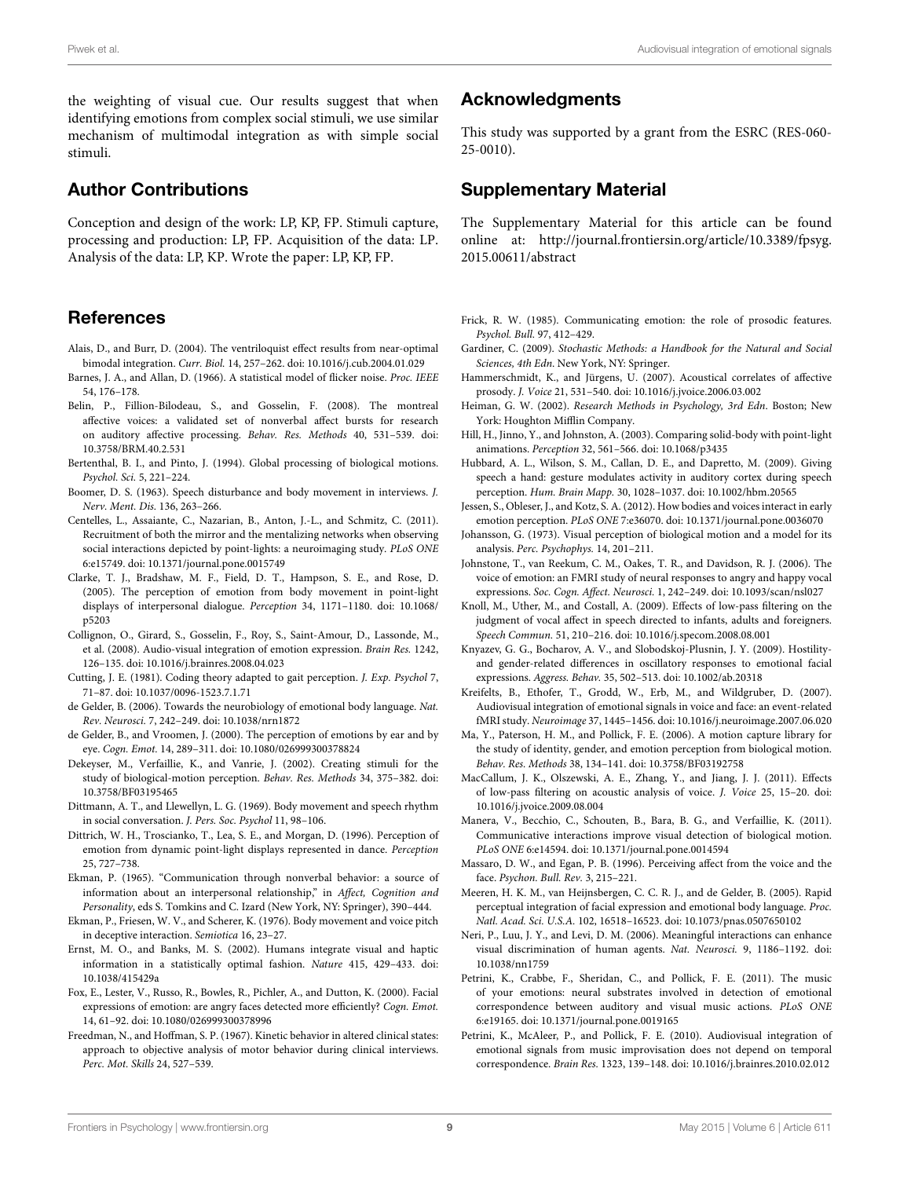the weighting of visual cue. Our results suggest that when identifying emotions from complex social stimuli, we use similar mechanism of multimodal integration as with simple social stimuli.

## Author Contributions

Conception and design of the work: LP, KP, FP. Stimuli capture, processing and production: LP, FP. Acquisition of the data: LP. Analysis of the data: LP, KP. Wrote the paper: LP, KP, FP.

## Acknowledgments

This study was supported by a grant from the ESRC (RES-060-25-0010).

## Supplementary Material

The Supplementary Material for this article can be found online at: http://journal.frontiersin.org/article/10.3389/fpsyg.2015.00611/abstract

## References

Alais, D., and Burr, D. (2004). The ventriloquist effect results from near-optimal bimodal integration. *Curr. Biol.* 14, 257–262. doi: 10.1016/j.cub.2004.01.029

Barnes, J. A., and Allan, D. (1966). A statistical model of flicker noise. *Proc. IEEE* 54, 176–178.

Belin, P., Fillion-Bilodeau, S., and Gosselin, F. (2008). The montreal affective voices: a validated set of nonverbal affect bursts for research on auditory affective processing. *Behav. Res. Methods* 40, 531–539. doi: 10.3758/BRM.40.2.531

Bertenthal, B. I., and Pinto, J. (1994). Global processing of biological motions. *Psychol. Sci.* 5, 221–224.

Boomer, D. S. (1963). Speech disturbance and body movement in interviews. *J. Nerv. Ment. Dis.* 136, 263–266.

Centelles, L., Assaiante, C., Nazarian, B., Anton, J.-L., and Schmitz, C. (2011). Recruitment of both the mirror and the mentalizing networks when observing social interactions depicted by point-lights: a neuroimaging study. *PLoS ONE* 6:e15749. doi: 10.1371/journal.pone.0015749

Clarke, T. J., Bradshaw, M. F., Field, D. T., Hampson, S. E., and Rose, D. (2005). The perception of emotion from body movement in point-light displays of interpersonal dialogue. *Perception* 34, 1171–1180. doi: 10.1068/p5203

Collignon, O., Girard, S., Gosselin, F., Roy, S., Saint-Amour, D., Lassonde, M., et al. (2008). Audio-visual integration of emotion expression. *Brain Res.* 1242, 126–135. doi: 10.1016/j.brainres.2008.04.023

Cutting, J. E. (1981). Coding theory adapted to gait perception. *J. Exp. Psychol* 7, 71–87. doi: 10.1037/0096-1523.7.1.71

de Gelder, B. (2006). Towards the neurobiology of emotional body language. *Nat. Rev. Neurosci.* 7, 242–249. doi: 10.1038/nrn1872

de Gelder, B., and Vroomen, J. (2000). The perception of emotions by ear and by eye. *Cogn. Emot.* 14, 289–311. doi: 10.1080/026999300378824

Dekeyser, M., Verfaillie, K., and Vanrie, J. (2002). Creating stimuli for the study of biological-motion perception. *Behav. Res. Methods* 34, 375–382. doi: 10.3758/BF03195465

Dittmann, A. T., and Llewellyn, L. G. (1969). Body movement and speech rhythm in social conversation. *J. Pers. Soc. Psychol* 11, 98–106.

Dittrich, W. H., Troscianko, T., Lea, S. E., and Morgan, D. (1996). Perception of emotion from dynamic point-light displays represented in dance. *Perception* 25, 727–738.

Ekman, P. (1965). "Communication through nonverbal behavior: a source of information about an interpersonal relationship," in *Affect, Cognition and Personality*, eds S. Tomkins and C. Izard (New York, NY: Springer), 390–444.

Ekman, P., Friesen, W. V., and Scherer, K. (1976). Body movement and voice pitch in deceptive interaction. *Semiotica* 16, 23–27.

Ernst, M. O., and Banks, M. S. (2002). Humans integrate visual and haptic information in a statistically optimal fashion. *Nature* 415, 429–433. doi: 10.1038/415429a

Fox, E., Lester, V., Russo, R., Bowles, R., Pichler, A., and Dutton, K. (2000). Facial expressions of emotion: are angry faces detected more efficiently? *Cogn. Emot.* 14, 61–92. doi: 10.1080/026999300378996

Freedman, N., and Hoffman, S. P. (1967). Kinetic behavior in altered clinical states: approach to objective analysis of motor behavior during clinical interviews. *Perc. Mot. Skills* 24, 527–539.

Frick, R. W. (1985). Communicating emotion: the role of prosodic features. *Psychol. Bull.* 97, 412–429.

Gardiner, C. (2009). *Stochastic Methods: a Handbook for the Natural and Social Sciences, 4th Edn*. New York, NY: Springer.

Hammerschmidt, K., and Jürgens, U. (2007). Acoustical correlates of affective prosody. *J. Voice* 21, 531–540. doi: 10.1016/j.jvoice.2006.03.002

Heiman, G. W. (2002). *Research Methods in Psychology, 3rd Edn*. Boston; New York: Houghton Mifflin Company.

Hill, H., Jinno, Y., and Johnston, A. (2003). Comparing solid-body with point-light animations. *Perception* 32, 561–566. doi: 10.1068/p3435

Hubbard, A. L., Wilson, S. M., Callan, D. E., and Dapretto, M. (2009). Giving speech a hand: gesture modulates activity in auditory cortex during speech perception. *Hum. Brain Mapp.* 30, 1028–1037. doi: 10.1002/hbm.20565

Jessen, S., Obleser, J., and Kotz, S. A. (2012). How bodies and voices interact in early emotion perception. *PLoS ONE* 7:e36070. doi: 10.1371/journal.pone.0036070

Johansson, G. (1973). Visual perception of biological motion and a model for its analysis. *Perc. Psychophys.* 14, 201–211.

Johnstone, T., van Reekum, C. M., Oakes, T. R., and Davidson, R. J. (2006). The voice of emotion: an FMRI study of neural responses to angry and happy vocal expressions. *Soc. Cogn. Affect. Neurosci.* 1, 242–249. doi: 10.1093/scan/nsl027

Knoll, M., Uther, M., and Costall, A. (2009). Effects of low-pass filtering on the judgment of vocal affect in speech directed to infants, adults and foreigners. *Speech Commun.* 51, 210–216. doi: 10.1016/j.specom.2008.08.001

Knyazev, G. G., Bocharov, A. V., and Slobodskoj-Plusnin, J. Y. (2009). Hostility- and gender-related differences in oscillatory responses to emotional facial expressions. *Aggress. Behav.* 35, 502–513. doi: 10.1002/ab.20318

Kreifelts, B., Ethofer, T., Grodd, W., Erb, M., and Wildgruber, D. (2007). Audiovisual integration of emotional signals in voice and face: an event-related fMRI study. *Neuroimage* 37, 1445–1456. doi: 10.1016/j.neuroimage.2007.06.020

Ma, Y., Paterson, H. M., and Pollick, F. E. (2006). A motion capture library for the study of identity, gender, and emotion perception from biological motion. *Behav. Res. Methods* 38, 134–141. doi: 10.3758/BF03192758

MacCallum, J. K., Olszewski, A. E., Zhang, Y., and Jiang, J. J. (2011). Effects of low-pass filtering on acoustic analysis of voice. *J. Voice* 25, 15–20. doi: 10.1016/j.jvoice.2009.08.004

Manera, V., Becchio, C., Schouten, B., Bara, B. G., and Verfaillie, K. (2011). Communicative interactions improve visual detection of biological motion. *PLoS ONE* 6:e14594. doi: 10.1371/journal.pone.0014594

Massaro, D. W., and Egan, P. B. (1996). Perceiving affect from the voice and the face. *Psychon. Bull. Rev.* 3, 215–221.

Meeren, H. K. M., van Heijnsbergen, C. C. R. J., and de Gelder, B. (2005). Rapid perceptual integration of facial expression and emotional body language. *Proc. Natl. Acad. Sci. U.S.A.* 102, 16518–16523. doi: 10.1073/pnas.0507650102

Neri, P., Luu, J. Y., and Levi, D. M. (2006). Meaningful interactions can enhance visual discrimination of human agents. *Nat. Neurosci.* 9, 1186–1192. doi: 10.1038/nn1759

Petrini, K., Crabbe, F., Sheridan, C., and Pollick, F. E. (2011). The music of your emotions: neural substrates involved in detection of emotional correspondence between auditory and visual music actions. *PLoS ONE* 6:e19165. doi: 10.1371/journal.pone.0019165

Petrini, K., McAleer, P., and Pollick, F. E. (2010). Audiovisual integration of emotional signals from music improvisation does not depend on temporal correspondence. *Brain Res.* 1323, 139–148. doi: 10.1016/j.brainres.2010.02.012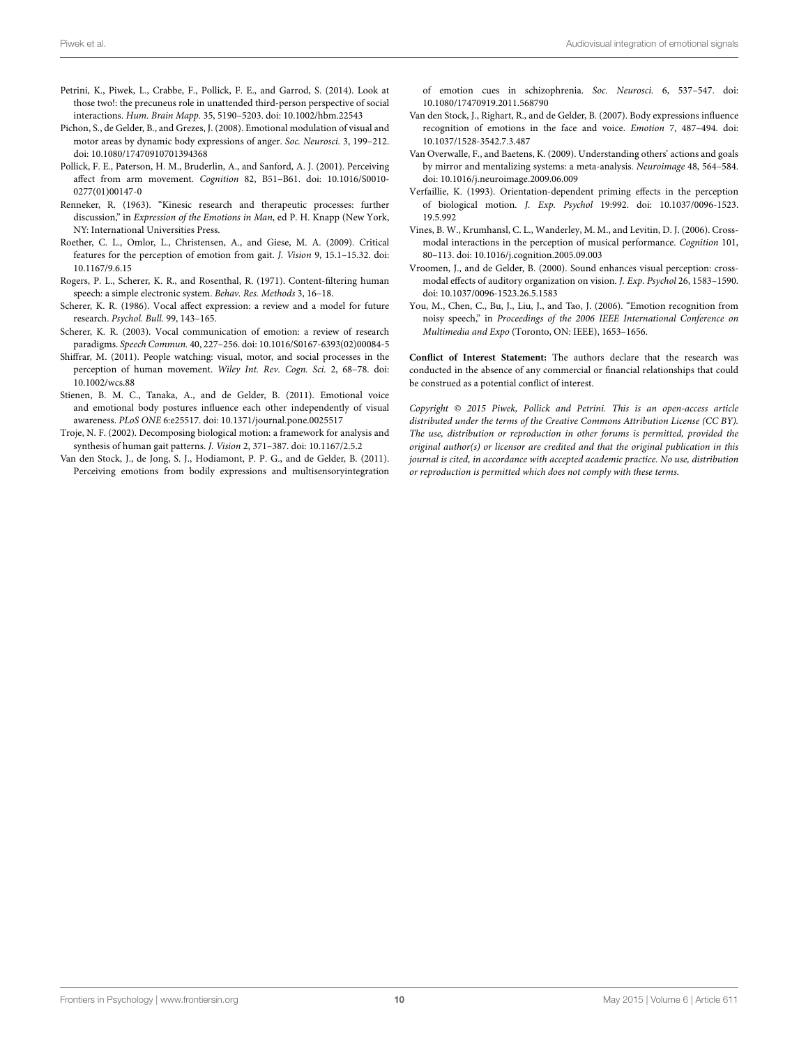Petrini, K., Piwek, L., Crabbe, F., Pollick, F. E., and Garrod, S. (2014). Look at those two!: the precuneus role in unattended third-person perspective of social interactions. *Hum. Brain Mapp.* 35, 5190–5203. doi: 10.1002/hbm.22543

Pichon, S., de Gelder, B., and Grezes, J. (2008). Emotional modulation of visual and motor areas by dynamic body expressions of anger. *Soc. Neurosci.* 3, 199–212. doi: 10.1080/17470910701394368

Pollick, F. E., Paterson, H. M., Bruderlin, A., and Sanford, A. J. (2001). Perceiving affect from arm movement. *Cognition* 82, B51–B61. doi: 10.1016/S0010-0277(01)00147-0

Renneker, R. (1963). "Kinesic research and therapeutic processes: further discussion," in *Expression of the Emotions in Man*, ed P. H. Knapp (New York, NY: International Universities Press.

Roether, C. L., Omlor, L., Christensen, A., and Giese, M. A. (2009). Critical features for the perception of emotion from gait. *J. Vision* 9, 15.1–15.32. doi: 10.1167/9.6.15

Rogers, P. L., Scherer, K. R., and Rosenthal, R. (1971). Content-filtering human speech: a simple electronic system. *Behav. Res. Methods* 3, 16–18.

Scherer, K. R. (1986). Vocal affect expression: a review and a model for future research. *Psychol. Bull.* 99, 143–165.

Scherer, K. R. (2003). Vocal communication of emotion: a review of research paradigms. *Speech Commun.* 40, 227–256. doi: 10.1016/S0167-6393(02)00084-5

Shiffrar, M. (2011). People watching: visual, motor, and social processes in the perception of human movement. *Wiley Int. Rev. Cogn. Sci.* 2, 68–78. doi: 10.1002/wcs.88

Stienen, B. M. C., Tanaka, A., and de Gelder, B. (2011). Emotional voice and emotional body postures influence each other independently of visual awareness. *PLoS ONE* 6:e25517. doi: 10.1371/journal.pone.0025517

Troje, N. F. (2002). Decomposing biological motion: a framework for analysis and synthesis of human gait patterns. *J. Vision* 2, 371–387. doi: 10.1167/2.5.2

Van den Stock, J., de Jong, S. J., Hodiamont, P. P. G., and de Gelder, B. (2011). Perceiving emotions from bodily expressions and multisensoryintegration of emotion cues in schizophrenia. *Soc. Neurosci.* 6, 537–547. doi: 10.1080/17470919.2011.568790

Van den Stock, J., Righart, R., and de Gelder, B. (2007). Body expressions influence recognition of emotions in the face and voice. *Emotion* 7, 487–494. doi: 10.1037/1528-3542.7.3.487

Van Overwalle, F., and Baetens, K. (2009). Understanding others' actions and goals by mirror and mentalizing systems: a meta-analysis. *Neuroimage* 48, 564–584. doi: 10.1016/j.neuroimage.2009.06.009

Verfaillie, K. (1993). Orientation-dependent priming effects in the perception of biological motion. *J. Exp. Psychol* 19:992. doi: 10.1037/0096-1523.19.5.992

Vines, B. W., Krumhansl, C. L., Wanderley, M. M., and Levitin, D. J. (2006). Cross-modal interactions in the perception of musical performance. *Cognition* 101, 80–113. doi: 10.1016/j.cognition.2005.09.003

Vroomen, J., and de Gelder, B. (2000). Sound enhances visual perception: cross-modal effects of auditory organization on vision. *J. Exp. Psychol* 26, 1583–1590. doi: 10.1037/0096-1523.26.5.1583

You, M., Chen, C., Bu, J., Liu, J., and Tao, J. (2006). "Emotion recognition from noisy speech," in *Proceedings of the 2006 IEEE International Conference on Multimedia and Expo* (Toronto, ON: IEEE), 1653–1656.

**Conflict of Interest Statement:** The authors declare that the research was conducted in the absence of any commercial or financial relationships that could be construed as a potential conflict of interest.

*Copyright © 2015 Piwek, Pollick and Petrini. This is an open-access article distributed under the terms of the Creative Commons Attribution License (CC BY). The use, distribution or reproduction in other forums is permitted, provided the original author(s) or licensor are credited and that the original publication in this journal is cited, in accordance with accepted academic practice. No use, distribution or reproduction is permitted which does not comply with these terms.*